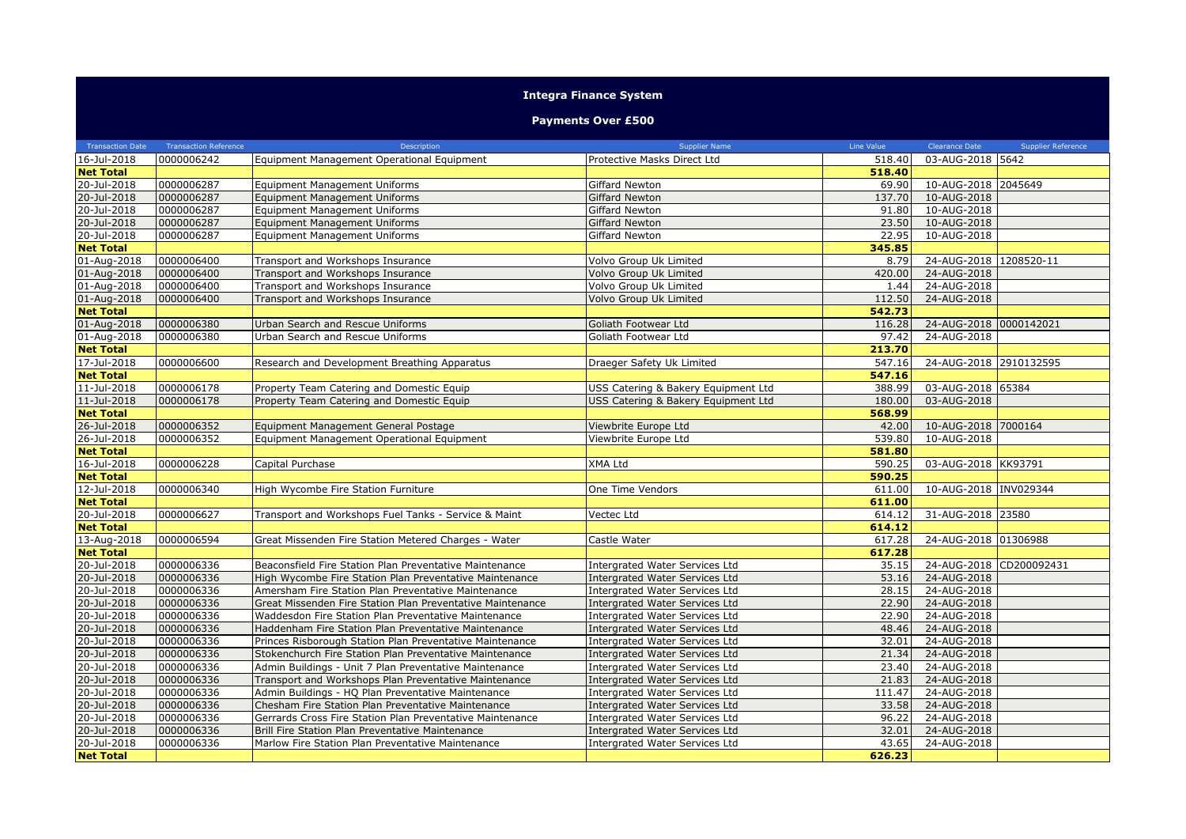# Integra Finance System

## Payments Over £500

| Transaction Date | Transaction Reference | Description | Supplier Name | Line Value | Clearance Date | Supplier Reference |
|---|---|---|---|---|---|---|
| 16-Jul-2018 | 0000006242 | Equipment Management Operational Equipment | Protective Masks Direct Ltd | 518.40 | 03-AUG-2018 | 5642 |
| **Net Total** | | | | **518.40** | | |
| 20-Jul-2018 | 0000006287 | Equipment Management Uniforms | Giffard Newton | 69.90 | 10-AUG-2018 | 2045649 |
| 20-Jul-2018 | 0000006287 | Equipment Management Uniforms | Giffard Newton | 137.70 | 10-AUG-2018 | |
| 20-Jul-2018 | 0000006287 | Equipment Management Uniforms | Giffard Newton | 91.80 | 10-AUG-2018 | |
| 20-Jul-2018 | 0000006287 | Equipment Management Uniforms | Giffard Newton | 23.50 | 10-AUG-2018 | |
| 20-Jul-2018 | 0000006287 | Equipment Management Uniforms | Giffard Newton | 22.95 | 10-AUG-2018 | |
| **Net Total** | | | | **345.85** | | |
| 01-Aug-2018 | 0000006400 | Transport and Workshops Insurance | Volvo Group Uk Limited | 8.79 | 24-AUG-2018 | 1208520-11 |
| 01-Aug-2018 | 0000006400 | Transport and Workshops Insurance | Volvo Group Uk Limited | 420.00 | 24-AUG-2018 | |
| 01-Aug-2018 | 0000006400 | Transport and Workshops Insurance | Volvo Group Uk Limited | 1.44 | 24-AUG-2018 | |
| 01-Aug-2018 | 0000006400 | Transport and Workshops Insurance | Volvo Group Uk Limited | 112.50 | 24-AUG-2018 | |
| **Net Total** | | | | **542.73** | | |
| 01-Aug-2018 | 0000006380 | Urban Search and Rescue Uniforms | Goliath Footwear Ltd | 116.28 | 24-AUG-2018 | 0000142021 |
| 01-Aug-2018 | 0000006380 | Urban Search and Rescue Uniforms | Goliath Footwear Ltd | 97.42 | 24-AUG-2018 | |
| **Net Total** | | | | **213.70** | | |
| 17-Jul-2018 | 0000006600 | Research and Development Breathing Apparatus | Draeger Safety Uk Limited | 547.16 | 24-AUG-2018 | 2910132595 |
| **Net Total** | | | | **547.16** | | |
| 11-Jul-2018 | 0000006178 | Property Team Catering and Domestic Equip | USS Catering & Bakery Equipment Ltd | 388.99 | 03-AUG-2018 | 65384 |
| 11-Jul-2018 | 0000006178 | Property Team Catering and Domestic Equip | USS Catering & Bakery Equipment Ltd | 180.00 | 03-AUG-2018 | |
| **Net Total** | | | | **568.99** | | |
| 26-Jul-2018 | 0000006352 | Equipment Management General Postage | Viewbrite Europe Ltd | 42.00 | 10-AUG-2018 | 7000164 |
| 26-Jul-2018 | 0000006352 | Equipment Management Operational Equipment | Viewbrite Europe Ltd | 539.80 | 10-AUG-2018 | |
| **Net Total** | | | | **581.80** | | |
| 16-Jul-2018 | 0000006228 | Capital Purchase | XMA Ltd | 590.25 | 03-AUG-2018 | KK93791 |
| **Net Total** | | | | **590.25** | | |
| 12-Jul-2018 | 0000006340 | High Wycombe Fire Station Furniture | One Time Vendors | 611.00 | 10-AUG-2018 | INV029344 |
| **Net Total** | | | | **611.00** | | |
| 20-Jul-2018 | 0000006627 | Transport and Workshops Fuel Tanks - Service & Maint | Vectec Ltd | 614.12 | 31-AUG-2018 | 23580 |
| **Net Total** | | | | **614.12** | | |
| 13-Aug-2018 | 0000006594 | Great Missenden Fire Station Metered Charges - Water | Castle Water | 617.28 | 24-AUG-2018 | 01306988 |
| **Net Total** | | | | **617.28** | | |
| 20-Jul-2018 | 0000006336 | Beaconsfield Fire Station Plan Preventative Maintenance | Intergrated Water Services Ltd | 35.15 | 24-AUG-2018 | CD200092431 |
| 20-Jul-2018 | 0000006336 | High Wycombe Fire Station Plan Preventative Maintenance | Intergrated Water Services Ltd | 53.16 | 24-AUG-2018 | |
| 20-Jul-2018 | 0000006336 | Amersham Fire Station Plan Preventative Maintenance | Intergrated Water Services Ltd | 28.15 | 24-AUG-2018 | |
| 20-Jul-2018 | 0000006336 | Great Missenden Fire Station Plan Preventative Maintenance | Intergrated Water Services Ltd | 22.90 | 24-AUG-2018 | |
| 20-Jul-2018 | 0000006336 | Waddesdon Fire Station Plan Preventative Maintenance | Intergrated Water Services Ltd | 22.90 | 24-AUG-2018 | |
| 20-Jul-2018 | 0000006336 | Haddenham Fire Station Plan Preventative Maintenance | Intergrated Water Services Ltd | 48.46 | 24-AUG-2018 | |
| 20-Jul-2018 | 0000006336 | Princes Risborough Station Plan Preventative Maintenance | Intergrated Water Services Ltd | 32.01 | 24-AUG-2018 | |
| 20-Jul-2018 | 0000006336 | Stokenchurch Fire Station Plan Preventative Maintenance | Intergrated Water Services Ltd | 21.34 | 24-AUG-2018 | |
| 20-Jul-2018 | 0000006336 | Admin Buildings - Unit 7 Plan Preventative Maintenance | Intergrated Water Services Ltd | 23.40 | 24-AUG-2018 | |
| 20-Jul-2018 | 0000006336 | Transport and Workshops Plan Preventative Maintenance | Intergrated Water Services Ltd | 21.83 | 24-AUG-2018 | |
| 20-Jul-2018 | 0000006336 | Admin Buildings - HQ Plan Preventative Maintenance | Intergrated Water Services Ltd | 111.47 | 24-AUG-2018 | |
| 20-Jul-2018 | 0000006336 | Chesham Fire Station Plan Preventative Maintenance | Intergrated Water Services Ltd | 33.58 | 24-AUG-2018 | |
| 20-Jul-2018 | 0000006336 | Gerrards Cross Fire Station Plan Preventative Maintenance | Intergrated Water Services Ltd | 96.22 | 24-AUG-2018 | |
| 20-Jul-2018 | 0000006336 | Brill Fire Station Plan Preventative Maintenance | Intergrated Water Services Ltd | 32.01 | 24-AUG-2018 | |
| 20-Jul-2018 | 0000006336 | Marlow Fire Station Plan Preventative Maintenance | Intergrated Water Services Ltd | 43.65 | 24-AUG-2018 | |
| **Net Total** | | | | **626.23** | | |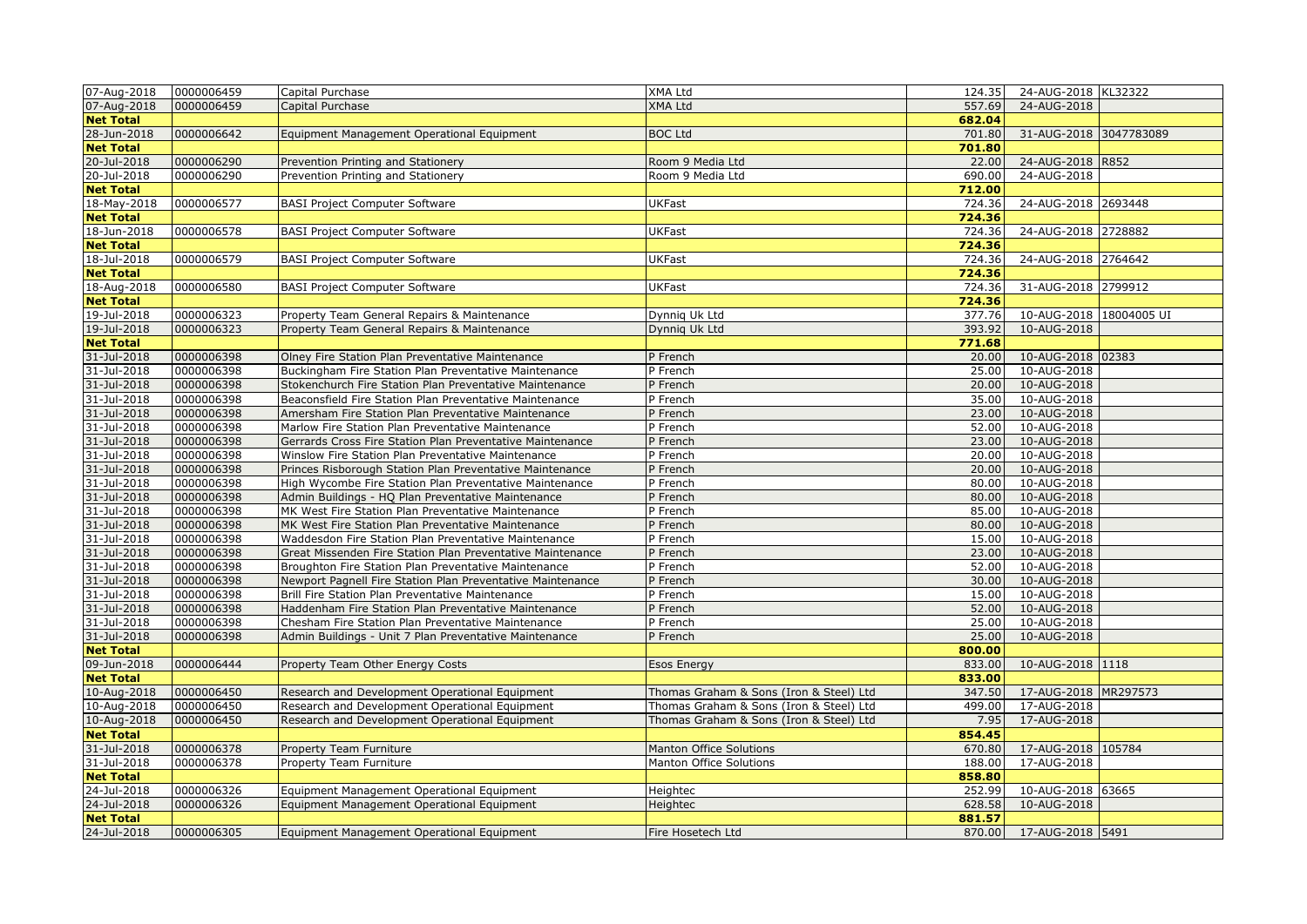| | | | | | | |
|---|---|---|---|---|---|---|
| 07-Aug-2018 | 0000006459 | Capital Purchase | XMA Ltd | 124.35 | 24-AUG-2018 | KL32322 |
| 07-Aug-2018 | 0000006459 | Capital Purchase | XMA Ltd | 557.69 | 24-AUG-2018 | |
| **Net Total** | | | | **682.04** | | |
| 28-Jun-2018 | 0000006642 | Equipment Management Operational Equipment | BOC Ltd | 701.80 | 31-AUG-2018 | 3047783089 |
| **Net Total** | | | | **701.80** | | |
| 20-Jul-2018 | 0000006290 | Prevention Printing and Stationery | Room 9 Media Ltd | 22.00 | 24-AUG-2018 | R852 |
| 20-Jul-2018 | 0000006290 | Prevention Printing and Stationery | Room 9 Media Ltd | 690.00 | 24-AUG-2018 | |
| **Net Total** | | | | **712.00** | | |
| 18-May-2018 | 0000006577 | BASI Project Computer Software | UKFast | 724.36 | 24-AUG-2018 | 2693448 |
| **Net Total** | | | | **724.36** | | |
| 18-Jun-2018 | 0000006578 | BASI Project Computer Software | UKFast | 724.36 | 24-AUG-2018 | 2728882 |
| **Net Total** | | | | **724.36** | | |
| 18-Jul-2018 | 0000006579 | BASI Project Computer Software | UKFast | 724.36 | 24-AUG-2018 | 2764642 |
| **Net Total** | | | | **724.36** | | |
| 18-Aug-2018 | 0000006580 | BASI Project Computer Software | UKFast | 724.36 | 31-AUG-2018 | 2799912 |
| **Net Total** | | | | **724.36** | | |
| 19-Jul-2018 | 0000006323 | Property Team General Repairs & Maintenance | Dynniq Uk Ltd | 377.76 | 10-AUG-2018 | 18004005 UI |
| 19-Jul-2018 | 0000006323 | Property Team General Repairs & Maintenance | Dynniq Uk Ltd | 393.92 | 10-AUG-2018 | |
| **Net Total** | | | | **771.68** | | |
| 31-Jul-2018 | 0000006398 | Olney Fire Station Plan Preventative Maintenance | P French | 20.00 | 10-AUG-2018 | 02383 |
| 31-Jul-2018 | 0000006398 | Buckingham Fire Station Plan Preventative Maintenance | P French | 25.00 | 10-AUG-2018 | |
| 31-Jul-2018 | 0000006398 | Stokenchurch Fire Station Plan Preventative Maintenance | P French | 20.00 | 10-AUG-2018 | |
| 31-Jul-2018 | 0000006398 | Beaconsfield Fire Station Plan Preventative Maintenance | P French | 35.00 | 10-AUG-2018 | |
| 31-Jul-2018 | 0000006398 | Amersham Fire Station Plan Preventative Maintenance | P French | 23.00 | 10-AUG-2018 | |
| 31-Jul-2018 | 0000006398 | Marlow Fire Station Plan Preventative Maintenance | P French | 52.00 | 10-AUG-2018 | |
| 31-Jul-2018 | 0000006398 | Gerrards Cross Fire Station Plan Preventative Maintenance | P French | 23.00 | 10-AUG-2018 | |
| 31-Jul-2018 | 0000006398 | Winslow Fire Station Plan Preventative Maintenance | P French | 20.00 | 10-AUG-2018 | |
| 31-Jul-2018 | 0000006398 | Princes Risborough Station Plan Preventative Maintenance | P French | 20.00 | 10-AUG-2018 | |
| 31-Jul-2018 | 0000006398 | High Wycombe Fire Station Plan Preventative Maintenance | P French | 80.00 | 10-AUG-2018 | |
| 31-Jul-2018 | 0000006398 | Admin Buildings - HQ Plan Preventative Maintenance | P French | 80.00 | 10-AUG-2018 | |
| 31-Jul-2018 | 0000006398 | MK West Fire Station Plan Preventative Maintenance | P French | 85.00 | 10-AUG-2018 | |
| 31-Jul-2018 | 0000006398 | MK West Fire Station Plan Preventative Maintenance | P French | 80.00 | 10-AUG-2018 | |
| 31-Jul-2018 | 0000006398 | Waddesdon Fire Station Plan Preventative Maintenance | P French | 15.00 | 10-AUG-2018 | |
| 31-Jul-2018 | 0000006398 | Great Missenden Fire Station Plan Preventative Maintenance | P French | 23.00 | 10-AUG-2018 | |
| 31-Jul-2018 | 0000006398 | Broughton Fire Station Plan Preventative Maintenance | P French | 52.00 | 10-AUG-2018 | |
| 31-Jul-2018 | 0000006398 | Newport Pagnell Fire Station Plan Preventative Maintenance | P French | 30.00 | 10-AUG-2018 | |
| 31-Jul-2018 | 0000006398 | Brill Fire Station Plan Preventative Maintenance | P French | 15.00 | 10-AUG-2018 | |
| 31-Jul-2018 | 0000006398 | Haddenham Fire Station Plan Preventative Maintenance | P French | 52.00 | 10-AUG-2018 | |
| 31-Jul-2018 | 0000006398 | Chesham Fire Station Plan Preventative Maintenance | P French | 25.00 | 10-AUG-2018 | |
| 31-Jul-2018 | 0000006398 | Admin Buildings - Unit 7 Plan Preventative Maintenance | P French | 25.00 | 10-AUG-2018 | |
| **Net Total** | | | | **800.00** | | |
| 09-Jun-2018 | 0000006444 | Property Team Other Energy Costs | Esos Energy | 833.00 | 10-AUG-2018 | 1118 |
| **Net Total** | | | | **833.00** | | |
| 10-Aug-2018 | 0000006450 | Research and Development Operational Equipment | Thomas Graham & Sons (Iron & Steel) Ltd | 347.50 | 17-AUG-2018 | MR297573 |
| 10-Aug-2018 | 0000006450 | Research and Development Operational Equipment | Thomas Graham & Sons (Iron & Steel) Ltd | 499.00 | 17-AUG-2018 | |
| 10-Aug-2018 | 0000006450 | Research and Development Operational Equipment | Thomas Graham & Sons (Iron & Steel) Ltd | 7.95 | 17-AUG-2018 | |
| **Net Total** | | | | **854.45** | | |
| 31-Jul-2018 | 0000006378 | Property Team Furniture | Manton Office Solutions | 670.80 | 17-AUG-2018 | 105784 |
| 31-Jul-2018 | 0000006378 | Property Team Furniture | Manton Office Solutions | 188.00 | 17-AUG-2018 | |
| **Net Total** | | | | **858.80** | | |
| 24-Jul-2018 | 0000006326 | Equipment Management Operational Equipment | Heightec | 252.99 | 10-AUG-2018 | 63665 |
| 24-Jul-2018 | 0000006326 | Equipment Management Operational Equipment | Heightec | 628.58 | 10-AUG-2018 | |
| **Net Total** | | | | **881.57** | | |
| 24-Jul-2018 | 0000006305 | Equipment Management Operational Equipment | Fire Hosetech Ltd | 870.00 | 17-AUG-2018 | 5491 |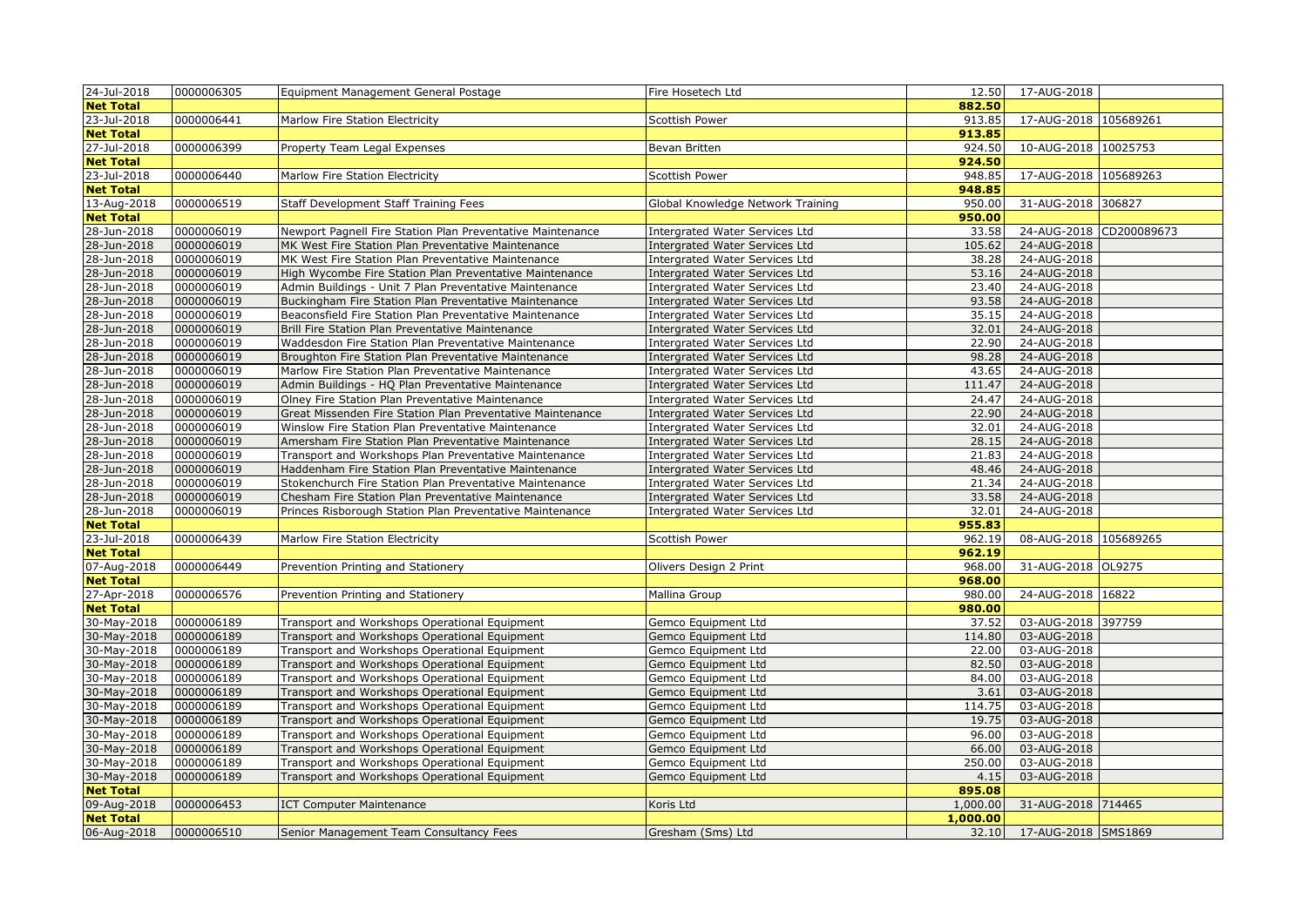| 24-Jul-2018 | 0000006305 | Equipment Management General Postage | Fire Hosetech Ltd | 12.50 | 17-AUG-2018 | |
|---|---|---|---|---|---|---|
| **Net Total** | | | | **882.50** | | |
| 23-Jul-2018 | 0000006441 | Marlow Fire Station Electricity | Scottish Power | 913.85 | 17-AUG-2018 | 105689261 |
| **Net Total** | | | | **913.85** | | |
| 27-Jul-2018 | 0000006399 | Property Team Legal Expenses | Bevan Britten | 924.50 | 10-AUG-2018 | 10025753 |
| **Net Total** | | | | **924.50** | | |
| 23-Jul-2018 | 0000006440 | Marlow Fire Station Electricity | Scottish Power | 948.85 | 17-AUG-2018 | 105689263 |
| **Net Total** | | | | **948.85** | | |
| 13-Aug-2018 | 0000006519 | Staff Development Staff Training Fees | Global Knowledge Network Training | 950.00 | 31-AUG-2018 | 306827 |
| **Net Total** | | | | **950.00** | | |
| 28-Jun-2018 | 0000006019 | Newport Pagnell Fire Station Plan Preventative Maintenance | Intergrated Water Services Ltd | 33.58 | 24-AUG-2018 | CD200089673 |
| 28-Jun-2018 | 0000006019 | MK West Fire Station Plan Preventative Maintenance | Intergrated Water Services Ltd | 105.62 | 24-AUG-2018 | |
| 28-Jun-2018 | 0000006019 | MK West Fire Station Plan Preventative Maintenance | Intergrated Water Services Ltd | 38.28 | 24-AUG-2018 | |
| 28-Jun-2018 | 0000006019 | High Wycombe Fire Station Plan Preventative Maintenance | Intergrated Water Services Ltd | 53.16 | 24-AUG-2018 | |
| 28-Jun-2018 | 0000006019 | Admin Buildings - Unit 7 Plan Preventative Maintenance | Intergrated Water Services Ltd | 23.40 | 24-AUG-2018 | |
| 28-Jun-2018 | 0000006019 | Buckingham Fire Station Plan Preventative Maintenance | Intergrated Water Services Ltd | 93.58 | 24-AUG-2018 | |
| 28-Jun-2018 | 0000006019 | Beaconsfield Fire Station Plan Preventative Maintenance | Intergrated Water Services Ltd | 35.15 | 24-AUG-2018 | |
| 28-Jun-2018 | 0000006019 | Brill Fire Station Plan Preventative Maintenance | Intergrated Water Services Ltd | 32.01 | 24-AUG-2018 | |
| 28-Jun-2018 | 0000006019 | Waddesdon Fire Station Plan Preventative Maintenance | Intergrated Water Services Ltd | 22.90 | 24-AUG-2018 | |
| 28-Jun-2018 | 0000006019 | Broughton Fire Station Plan Preventative Maintenance | Intergrated Water Services Ltd | 98.28 | 24-AUG-2018 | |
| 28-Jun-2018 | 0000006019 | Marlow Fire Station Plan Preventative Maintenance | Intergrated Water Services Ltd | 43.65 | 24-AUG-2018 | |
| 28-Jun-2018 | 0000006019 | Admin Buildings - HQ Plan Preventative Maintenance | Intergrated Water Services Ltd | 111.47 | 24-AUG-2018 | |
| 28-Jun-2018 | 0000006019 | Olney Fire Station Plan Preventative Maintenance | Intergrated Water Services Ltd | 24.47 | 24-AUG-2018 | |
| 28-Jun-2018 | 0000006019 | Great Missenden Fire Station Plan Preventative Maintenance | Intergrated Water Services Ltd | 22.90 | 24-AUG-2018 | |
| 28-Jun-2018 | 0000006019 | Winslow Fire Station Plan Preventative Maintenance | Intergrated Water Services Ltd | 32.01 | 24-AUG-2018 | |
| 28-Jun-2018 | 0000006019 | Amersham Fire Station Plan Preventative Maintenance | Intergrated Water Services Ltd | 28.15 | 24-AUG-2018 | |
| 28-Jun-2018 | 0000006019 | Transport and Workshops Plan Preventative Maintenance | Intergrated Water Services Ltd | 21.83 | 24-AUG-2018 | |
| 28-Jun-2018 | 0000006019 | Haddenham Fire Station Plan Preventative Maintenance | Intergrated Water Services Ltd | 48.46 | 24-AUG-2018 | |
| 28-Jun-2018 | 0000006019 | Stokenchurch Fire Station Plan Preventative Maintenance | Intergrated Water Services Ltd | 21.34 | 24-AUG-2018 | |
| 28-Jun-2018 | 0000006019 | Chesham Fire Station Plan Preventative Maintenance | Intergrated Water Services Ltd | 33.58 | 24-AUG-2018 | |
| 28-Jun-2018 | 0000006019 | Princes Risborough Station Plan Preventative Maintenance | Intergrated Water Services Ltd | 32.01 | 24-AUG-2018 | |
| **Net Total** | | | | **955.83** | | |
| 23-Jul-2018 | 0000006439 | Marlow Fire Station Electricity | Scottish Power | 962.19 | 08-AUG-2018 | 105689265 |
| **Net Total** | | | | **962.19** | | |
| 07-Aug-2018 | 0000006449 | Prevention Printing and Stationery | Olivers Design 2 Print | 968.00 | 31-AUG-2018 | OL9275 |
| **Net Total** | | | | **968.00** | | |
| 27-Apr-2018 | 0000006576 | Prevention Printing and Stationery | Mallina Group | 980.00 | 24-AUG-2018 | 16822 |
| **Net Total** | | | | **980.00** | | |
| 30-May-2018 | 0000006189 | Transport and Workshops Operational Equipment | Gemco Equipment Ltd | 37.52 | 03-AUG-2018 | 397759 |
| 30-May-2018 | 0000006189 | Transport and Workshops Operational Equipment | Gemco Equipment Ltd | 114.80 | 03-AUG-2018 | |
| 30-May-2018 | 0000006189 | Transport and Workshops Operational Equipment | Gemco Equipment Ltd | 22.00 | 03-AUG-2018 | |
| 30-May-2018 | 0000006189 | Transport and Workshops Operational Equipment | Gemco Equipment Ltd | 82.50 | 03-AUG-2018 | |
| 30-May-2018 | 0000006189 | Transport and Workshops Operational Equipment | Gemco Equipment Ltd | 84.00 | 03-AUG-2018 | |
| 30-May-2018 | 0000006189 | Transport and Workshops Operational Equipment | Gemco Equipment Ltd | 3.61 | 03-AUG-2018 | |
| 30-May-2018 | 0000006189 | Transport and Workshops Operational Equipment | Gemco Equipment Ltd | 114.75 | 03-AUG-2018 | |
| 30-May-2018 | 0000006189 | Transport and Workshops Operational Equipment | Gemco Equipment Ltd | 19.75 | 03-AUG-2018 | |
| 30-May-2018 | 0000006189 | Transport and Workshops Operational Equipment | Gemco Equipment Ltd | 96.00 | 03-AUG-2018 | |
| 30-May-2018 | 0000006189 | Transport and Workshops Operational Equipment | Gemco Equipment Ltd | 66.00 | 03-AUG-2018 | |
| 30-May-2018 | 0000006189 | Transport and Workshops Operational Equipment | Gemco Equipment Ltd | 250.00 | 03-AUG-2018 | |
| 30-May-2018 | 0000006189 | Transport and Workshops Operational Equipment | Gemco Equipment Ltd | 4.15 | 03-AUG-2018 | |
| **Net Total** | | | | **895.08** | | |
| 09-Aug-2018 | 0000006453 | ICT Computer Maintenance | Koris Ltd | 1,000.00 | 31-AUG-2018 | 714465 |
| **Net Total** | | | | **1,000.00** | | |
| 06-Aug-2018 | 0000006510 | Senior Management Team Consultancy Fees | Gresham (Sms) Ltd | 32.10 | 17-AUG-2018 | SMS1869 |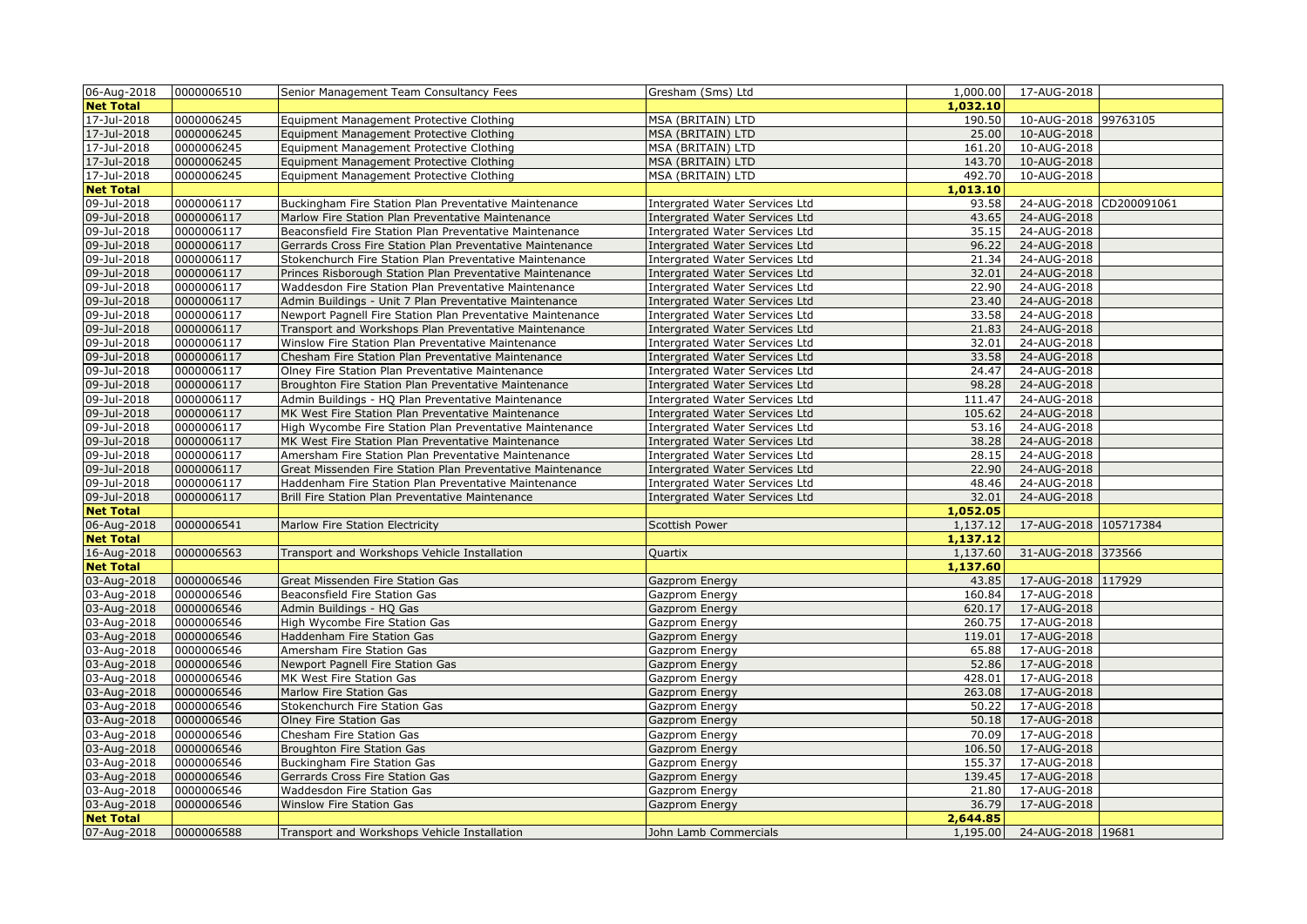| | | | | | | |
|---|---|---|---|---|---|---|
| 06-Aug-2018 | 0000006510 | Senior Management Team Consultancy Fees | Gresham (Sms) Ltd | 1,000.00 | 17-AUG-2018 | |
| **Net Total** | | | | **1,032.10** | | |
| 17-Jul-2018 | 0000006245 | Equipment Management Protective Clothing | MSA (BRITAIN) LTD | 190.50 | 10-AUG-2018 | 99763105 |
| 17-Jul-2018 | 0000006245 | Equipment Management Protective Clothing | MSA (BRITAIN) LTD | 25.00 | 10-AUG-2018 | |
| 17-Jul-2018 | 0000006245 | Equipment Management Protective Clothing | MSA (BRITAIN) LTD | 161.20 | 10-AUG-2018 | |
| 17-Jul-2018 | 0000006245 | Equipment Management Protective Clothing | MSA (BRITAIN) LTD | 143.70 | 10-AUG-2018 | |
| 17-Jul-2018 | 0000006245 | Equipment Management Protective Clothing | MSA (BRITAIN) LTD | 492.70 | 10-AUG-2018 | |
| **Net Total** | | | | **1,013.10** | | |
| 09-Jul-2018 | 0000006117 | Buckingham Fire Station Plan Preventative Maintenance | Intergrated Water Services Ltd | 93.58 | 24-AUG-2018 | CD200091061 |
| 09-Jul-2018 | 0000006117 | Marlow Fire Station Plan Preventative Maintenance | Intergrated Water Services Ltd | 43.65 | 24-AUG-2018 | |
| 09-Jul-2018 | 0000006117 | Beaconsfield Fire Station Plan Preventative Maintenance | Intergrated Water Services Ltd | 35.15 | 24-AUG-2018 | |
| 09-Jul-2018 | 0000006117 | Gerrards Cross Fire Station Plan Preventative Maintenance | Intergrated Water Services Ltd | 96.22 | 24-AUG-2018 | |
| 09-Jul-2018 | 0000006117 | Stokenchurch Fire Station Plan Preventative Maintenance | Intergrated Water Services Ltd | 21.34 | 24-AUG-2018 | |
| 09-Jul-2018 | 0000006117 | Princes Risborough Station Plan Preventative Maintenance | Intergrated Water Services Ltd | 32.01 | 24-AUG-2018 | |
| 09-Jul-2018 | 0000006117 | Waddesdon Fire Station Plan Preventative Maintenance | Intergrated Water Services Ltd | 22.90 | 24-AUG-2018 | |
| 09-Jul-2018 | 0000006117 | Admin Buildings - Unit 7 Plan Preventative Maintenance | Intergrated Water Services Ltd | 23.40 | 24-AUG-2018 | |
| 09-Jul-2018 | 0000006117 | Newport Pagnell Fire Station Plan Preventative Maintenance | Intergrated Water Services Ltd | 33.58 | 24-AUG-2018 | |
| 09-Jul-2018 | 0000006117 | Transport and Workshops Plan Preventative Maintenance | Intergrated Water Services Ltd | 21.83 | 24-AUG-2018 | |
| 09-Jul-2018 | 0000006117 | Winslow Fire Station Plan Preventative Maintenance | Intergrated Water Services Ltd | 32.01 | 24-AUG-2018 | |
| 09-Jul-2018 | 0000006117 | Chesham Fire Station Plan Preventative Maintenance | Intergrated Water Services Ltd | 33.58 | 24-AUG-2018 | |
| 09-Jul-2018 | 0000006117 | Olney Fire Station Plan Preventative Maintenance | Intergrated Water Services Ltd | 24.47 | 24-AUG-2018 | |
| 09-Jul-2018 | 0000006117 | Broughton Fire Station Plan Preventative Maintenance | Intergrated Water Services Ltd | 98.28 | 24-AUG-2018 | |
| 09-Jul-2018 | 0000006117 | Admin Buildings - HQ Plan Preventative Maintenance | Intergrated Water Services Ltd | 111.47 | 24-AUG-2018 | |
| 09-Jul-2018 | 0000006117 | MK West Fire Station Plan Preventative Maintenance | Intergrated Water Services Ltd | 105.62 | 24-AUG-2018 | |
| 09-Jul-2018 | 0000006117 | High Wycombe Fire Station Plan Preventative Maintenance | Intergrated Water Services Ltd | 53.16 | 24-AUG-2018 | |
| 09-Jul-2018 | 0000006117 | MK West Fire Station Plan Preventative Maintenance | Intergrated Water Services Ltd | 38.28 | 24-AUG-2018 | |
| 09-Jul-2018 | 0000006117 | Amersham Fire Station Plan Preventative Maintenance | Intergrated Water Services Ltd | 28.15 | 24-AUG-2018 | |
| 09-Jul-2018 | 0000006117 | Great Missenden Fire Station Plan Preventative Maintenance | Intergrated Water Services Ltd | 22.90 | 24-AUG-2018 | |
| 09-Jul-2018 | 0000006117 | Haddenham Fire Station Plan Preventative Maintenance | Intergrated Water Services Ltd | 48.46 | 24-AUG-2018 | |
| 09-Jul-2018 | 0000006117 | Brill Fire Station Plan Preventative Maintenance | Intergrated Water Services Ltd | 32.01 | 24-AUG-2018 | |
| **Net Total** | | | | **1,052.05** | | |
| 06-Aug-2018 | 0000006541 | Marlow Fire Station Electricity | Scottish Power | 1,137.12 | 17-AUG-2018 | 105717384 |
| **Net Total** | | | | **1,137.12** | | |
| 16-Aug-2018 | 0000006563 | Transport and Workshops Vehicle Installation | Quartix | 1,137.60 | 31-AUG-2018 | 373566 |
| **Net Total** | | | | **1,137.60** | | |
| 03-Aug-2018 | 0000006546 | Great Missenden Fire Station Gas | Gazprom Energy | 43.85 | 17-AUG-2018 | 117929 |
| 03-Aug-2018 | 0000006546 | Beaconsfield Fire Station Gas | Gazprom Energy | 160.84 | 17-AUG-2018 | |
| 03-Aug-2018 | 0000006546 | Admin Buildings - HQ Gas | Gazprom Energy | 620.17 | 17-AUG-2018 | |
| 03-Aug-2018 | 0000006546 | High Wycombe Fire Station Gas | Gazprom Energy | 260.75 | 17-AUG-2018 | |
| 03-Aug-2018 | 0000006546 | Haddenham Fire Station Gas | Gazprom Energy | 119.01 | 17-AUG-2018 | |
| 03-Aug-2018 | 0000006546 | Amersham Fire Station Gas | Gazprom Energy | 65.88 | 17-AUG-2018 | |
| 03-Aug-2018 | 0000006546 | Newport Pagnell Fire Station Gas | Gazprom Energy | 52.86 | 17-AUG-2018 | |
| 03-Aug-2018 | 0000006546 | MK West Fire Station Gas | Gazprom Energy | 428.01 | 17-AUG-2018 | |
| 03-Aug-2018 | 0000006546 | Marlow Fire Station Gas | Gazprom Energy | 263.08 | 17-AUG-2018 | |
| 03-Aug-2018 | 0000006546 | Stokenchurch Fire Station Gas | Gazprom Energy | 50.22 | 17-AUG-2018 | |
| 03-Aug-2018 | 0000006546 | Olney Fire Station Gas | Gazprom Energy | 50.18 | 17-AUG-2018 | |
| 03-Aug-2018 | 0000006546 | Chesham Fire Station Gas | Gazprom Energy | 70.09 | 17-AUG-2018 | |
| 03-Aug-2018 | 0000006546 | Broughton Fire Station Gas | Gazprom Energy | 106.50 | 17-AUG-2018 | |
| 03-Aug-2018 | 0000006546 | Buckingham Fire Station Gas | Gazprom Energy | 155.37 | 17-AUG-2018 | |
| 03-Aug-2018 | 0000006546 | Gerrards Cross Fire Station Gas | Gazprom Energy | 139.45 | 17-AUG-2018 | |
| 03-Aug-2018 | 0000006546 | Waddesdon Fire Station Gas | Gazprom Energy | 21.80 | 17-AUG-2018 | |
| 03-Aug-2018 | 0000006546 | Winslow Fire Station Gas | Gazprom Energy | 36.79 | 17-AUG-2018 | |
| **Net Total** | | | | **2,644.85** | | |
| 07-Aug-2018 | 0000006588 | Transport and Workshops Vehicle Installation | John Lamb Commercials | 1,195.00 | 24-AUG-2018 | 19681 |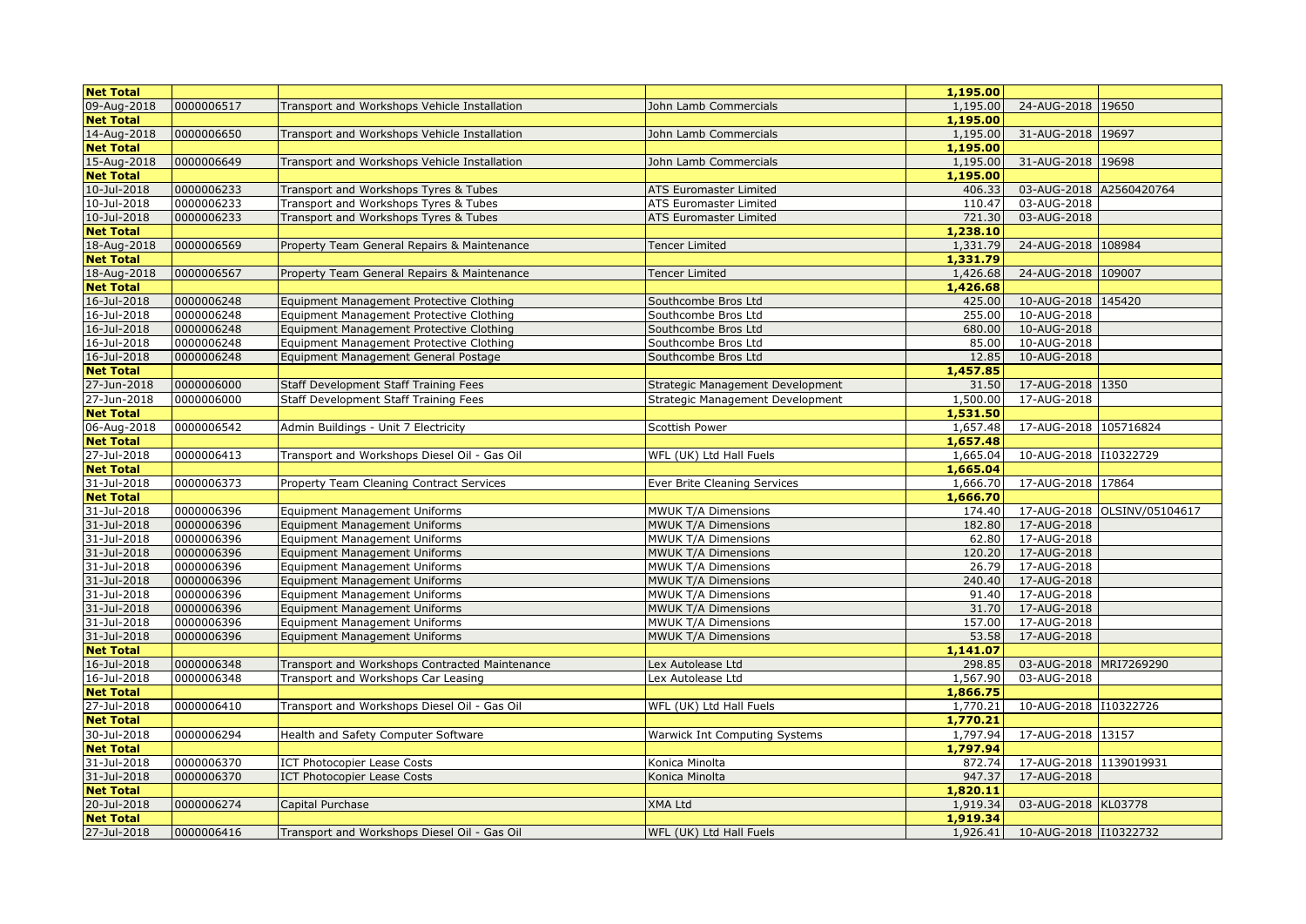| Net Total | | | | 1,195.00 | | |
|---|---|---|---|---|---|---|
| 09-Aug-2018 | 0000006517 | Transport and Workshops Vehicle Installation | John Lamb Commercials | 1,195.00 | 24-AUG-2018 | 19650 |
| Net Total | | | | 1,195.00 | | |
| 14-Aug-2018 | 0000006650 | Transport and Workshops Vehicle Installation | John Lamb Commercials | 1,195.00 | 31-AUG-2018 | 19697 |
| Net Total | | | | 1,195.00 | | |
| 15-Aug-2018 | 0000006649 | Transport and Workshops Vehicle Installation | John Lamb Commercials | 1,195.00 | 31-AUG-2018 | 19698 |
| Net Total | | | | 1,195.00 | | |
| 10-Jul-2018 | 0000006233 | Transport and Workshops Tyres & Tubes | ATS Euromaster Limited | 406.33 | 03-AUG-2018 | A2560420764 |
| 10-Jul-2018 | 0000006233 | Transport and Workshops Tyres & Tubes | ATS Euromaster Limited | 110.47 | 03-AUG-2018 | |
| 10-Jul-2018 | 0000006233 | Transport and Workshops Tyres & Tubes | ATS Euromaster Limited | 721.30 | 03-AUG-2018 | |
| Net Total | | | | 1,238.10 | | |
| 18-Aug-2018 | 0000006569 | Property Team General Repairs & Maintenance | Tencer Limited | 1,331.79 | 24-AUG-2018 | 108984 |
| Net Total | | | | 1,331.79 | | |
| 18-Aug-2018 | 0000006567 | Property Team General Repairs & Maintenance | Tencer Limited | 1,426.68 | 24-AUG-2018 | 109007 |
| Net Total | | | | 1,426.68 | | |
| 16-Jul-2018 | 0000006248 | Equipment Management Protective Clothing | Southcombe Bros Ltd | 425.00 | 10-AUG-2018 | 145420 |
| 16-Jul-2018 | 0000006248 | Equipment Management Protective Clothing | Southcombe Bros Ltd | 255.00 | 10-AUG-2018 | |
| 16-Jul-2018 | 0000006248 | Equipment Management Protective Clothing | Southcombe Bros Ltd | 680.00 | 10-AUG-2018 | |
| 16-Jul-2018 | 0000006248 | Equipment Management Protective Clothing | Southcombe Bros Ltd | 85.00 | 10-AUG-2018 | |
| 16-Jul-2018 | 0000006248 | Equipment Management General Postage | Southcombe Bros Ltd | 12.85 | 10-AUG-2018 | |
| Net Total | | | | 1,457.85 | | |
| 27-Jun-2018 | 0000006000 | Staff Development Staff Training Fees | Strategic Management Development | 31.50 | 17-AUG-2018 | 1350 |
| 27-Jun-2018 | 0000006000 | Staff Development Staff Training Fees | Strategic Management Development | 1,500.00 | 17-AUG-2018 | |
| Net Total | | | | 1,531.50 | | |
| 06-Aug-2018 | 0000006542 | Admin Buildings - Unit 7 Electricity | Scottish Power | 1,657.48 | 17-AUG-2018 | 105716824 |
| Net Total | | | | 1,657.48 | | |
| 27-Jul-2018 | 0000006413 | Transport and Workshops Diesel Oil - Gas Oil | WFL (UK) Ltd Hall Fuels | 1,665.04 | 10-AUG-2018 | I10322729 |
| Net Total | | | | 1,665.04 | | |
| 31-Jul-2018 | 0000006373 | Property Team Cleaning Contract Services | Ever Brite Cleaning Services | 1,666.70 | 17-AUG-2018 | 17864 |
| Net Total | | | | 1,666.70 | | |
| 31-Jul-2018 | 0000006396 | Equipment Management Uniforms | MWUK T/A Dimensions | 174.40 | 17-AUG-2018 | OLSINV/05104617 |
| 31-Jul-2018 | 0000006396 | Equipment Management Uniforms | MWUK T/A Dimensions | 182.80 | 17-AUG-2018 | |
| 31-Jul-2018 | 0000006396 | Equipment Management Uniforms | MWUK T/A Dimensions | 62.80 | 17-AUG-2018 | |
| 31-Jul-2018 | 0000006396 | Equipment Management Uniforms | MWUK T/A Dimensions | 120.20 | 17-AUG-2018 | |
| 31-Jul-2018 | 0000006396 | Equipment Management Uniforms | MWUK T/A Dimensions | 26.79 | 17-AUG-2018 | |
| 31-Jul-2018 | 0000006396 | Equipment Management Uniforms | MWUK T/A Dimensions | 240.40 | 17-AUG-2018 | |
| 31-Jul-2018 | 0000006396 | Equipment Management Uniforms | MWUK T/A Dimensions | 91.40 | 17-AUG-2018 | |
| 31-Jul-2018 | 0000006396 | Equipment Management Uniforms | MWUK T/A Dimensions | 31.70 | 17-AUG-2018 | |
| 31-Jul-2018 | 0000006396 | Equipment Management Uniforms | MWUK T/A Dimensions | 157.00 | 17-AUG-2018 | |
| 31-Jul-2018 | 0000006396 | Equipment Management Uniforms | MWUK T/A Dimensions | 53.58 | 17-AUG-2018 | |
| Net Total | | | | 1,141.07 | | |
| 16-Jul-2018 | 0000006348 | Transport and Workshops Contracted Maintenance | Lex Autolease Ltd | 298.85 | 03-AUG-2018 | MRI7269290 |
| 16-Jul-2018 | 0000006348 | Transport and Workshops Car Leasing | Lex Autolease Ltd | 1,567.90 | 03-AUG-2018 | |
| Net Total | | | | 1,866.75 | | |
| 27-Jul-2018 | 0000006410 | Transport and Workshops Diesel Oil - Gas Oil | WFL (UK) Ltd Hall Fuels | 1,770.21 | 10-AUG-2018 | I10322726 |
| Net Total | | | | 1,770.21 | | |
| 30-Jul-2018 | 0000006294 | Health and Safety Computer Software | Warwick Int Computing Systems | 1,797.94 | 17-AUG-2018 | 13157 |
| Net Total | | | | 1,797.94 | | |
| 31-Jul-2018 | 0000006370 | ICT Photocopier Lease Costs | Konica Minolta | 872.74 | 17-AUG-2018 | 1139019931 |
| 31-Jul-2018 | 0000006370 | ICT Photocopier Lease Costs | Konica Minolta | 947.37 | 17-AUG-2018 | |
| Net Total | | | | 1,820.11 | | |
| 20-Jul-2018 | 0000006274 | Capital Purchase | XMA Ltd | 1,919.34 | 03-AUG-2018 | KL03778 |
| Net Total | | | | 1,919.34 | | |
| 27-Jul-2018 | 0000006416 | Transport and Workshops Diesel Oil - Gas Oil | WFL (UK) Ltd Hall Fuels | 1,926.41 | 10-AUG-2018 | I10322732 |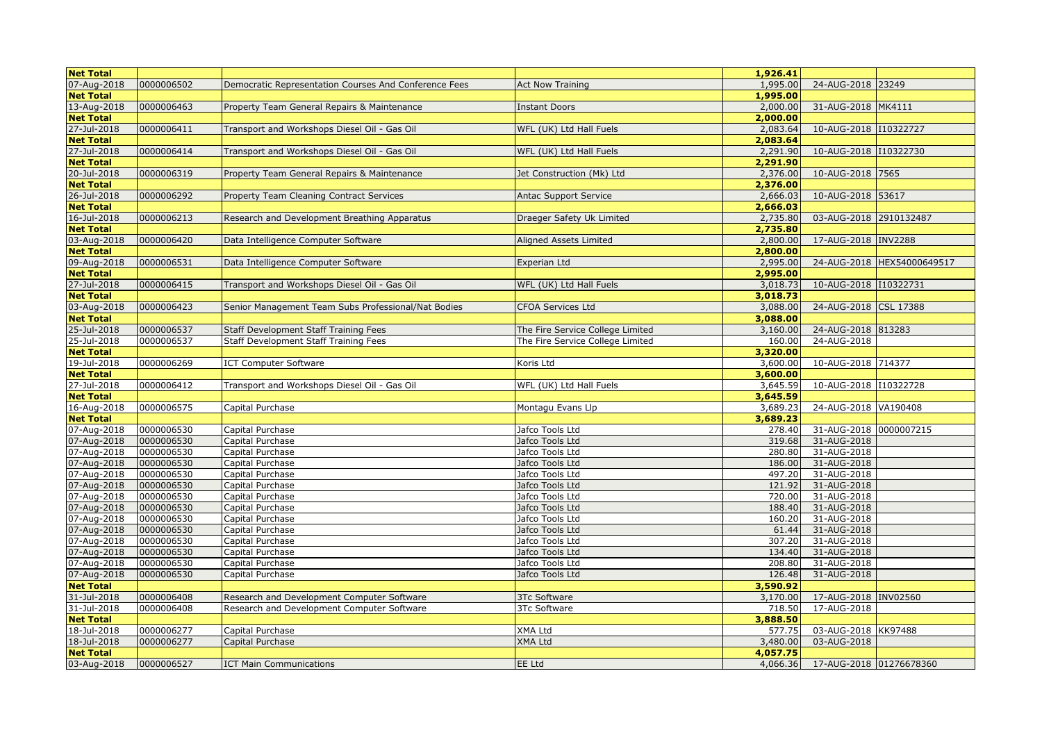| Net Total | | | | 1,926.41 | | |
|---|---|---|---|---|---|---|
| 07-Aug-2018 | 0000006502 | Democratic Representation Courses And Conference Fees | Act Now Training | 1,995.00 | 24-AUG-2018 | 23249 |
| Net Total | | | | 1,995.00 | | |
| 13-Aug-2018 | 0000006463 | Property Team General Repairs & Maintenance | Instant Doors | 2,000.00 | 31-AUG-2018 | MK4111 |
| Net Total | | | | 2,000.00 | | |
| 27-Jul-2018 | 0000006411 | Transport and Workshops Diesel Oil - Gas Oil | WFL (UK) Ltd Hall Fuels | 2,083.64 | 10-AUG-2018 | I10322727 |
| Net Total | | | | 2,083.64 | | |
| 27-Jul-2018 | 0000006414 | Transport and Workshops Diesel Oil - Gas Oil | WFL (UK) Ltd Hall Fuels | 2,291.90 | 10-AUG-2018 | I10322730 |
| Net Total | | | | 2,291.90 | | |
| 20-Jul-2018 | 0000006319 | Property Team General Repairs & Maintenance | Jet Construction (Mk) Ltd | 2,376.00 | 10-AUG-2018 | 7565 |
| Net Total | | | | 2,376.00 | | |
| 26-Jul-2018 | 0000006292 | Property Team Cleaning Contract Services | Antac Support Service | 2,666.03 | 10-AUG-2018 | 53617 |
| Net Total | | | | 2,666.03 | | |
| 16-Jul-2018 | 0000006213 | Research and Development Breathing Apparatus | Draeger Safety Uk Limited | 2,735.80 | 03-AUG-2018 | 2910132487 |
| Net Total | | | | 2,735.80 | | |
| 03-Aug-2018 | 0000006420 | Data Intelligence Computer Software | Aligned Assets Limited | 2,800.00 | 17-AUG-2018 | INV2288 |
| Net Total | | | | 2,800.00 | | |
| 09-Aug-2018 | 0000006531 | Data Intelligence Computer Software | Experian Ltd | 2,995.00 | 24-AUG-2018 | HEX54000649517 |
| Net Total | | | | 2,995.00 | | |
| 27-Jul-2018 | 0000006415 | Transport and Workshops Diesel Oil - Gas Oil | WFL (UK) Ltd Hall Fuels | 3,018.73 | 10-AUG-2018 | I10322731 |
| Net Total | | | | 3,018.73 | | |
| 03-Aug-2018 | 0000006423 | Senior Management Team Subs Professional/Nat Bodies | CFOA Services Ltd | 3,088.00 | 24-AUG-2018 | CSL 17388 |
| Net Total | | | | 3,088.00 | | |
| 25-Jul-2018 | 0000006537 | Staff Development Staff Training Fees | The Fire Service College Limited | 3,160.00 | 24-AUG-2018 | 813283 |
| 25-Jul-2018 | 0000006537 | Staff Development Staff Training Fees | The Fire Service College Limited | 160.00 | 24-AUG-2018 | |
| Net Total | | | | 3,320.00 | | |
| 19-Jul-2018 | 0000006269 | ICT Computer Software | Koris Ltd | 3,600.00 | 10-AUG-2018 | 714377 |
| Net Total | | | | 3,600.00 | | |
| 27-Jul-2018 | 0000006412 | Transport and Workshops Diesel Oil - Gas Oil | WFL (UK) Ltd Hall Fuels | 3,645.59 | 10-AUG-2018 | I10322728 |
| Net Total | | | | 3,645.59 | | |
| 16-Aug-2018 | 0000006575 | Capital Purchase | Montagu Evans Llp | 3,689.23 | 24-AUG-2018 | VA190408 |
| Net Total | | | | 3,689.23 | | |
| 07-Aug-2018 | 0000006530 | Capital Purchase | Jafco Tools Ltd | 278.40 | 31-AUG-2018 | 0000007215 |
| 07-Aug-2018 | 0000006530 | Capital Purchase | Jafco Tools Ltd | 319.68 | 31-AUG-2018 | |
| 07-Aug-2018 | 0000006530 | Capital Purchase | Jafco Tools Ltd | 280.80 | 31-AUG-2018 | |
| 07-Aug-2018 | 0000006530 | Capital Purchase | Jafco Tools Ltd | 186.00 | 31-AUG-2018 | |
| 07-Aug-2018 | 0000006530 | Capital Purchase | Jafco Tools Ltd | 497.20 | 31-AUG-2018 | |
| 07-Aug-2018 | 0000006530 | Capital Purchase | Jafco Tools Ltd | 121.92 | 31-AUG-2018 | |
| 07-Aug-2018 | 0000006530 | Capital Purchase | Jafco Tools Ltd | 720.00 | 31-AUG-2018 | |
| 07-Aug-2018 | 0000006530 | Capital Purchase | Jafco Tools Ltd | 188.40 | 31-AUG-2018 | |
| 07-Aug-2018 | 0000006530 | Capital Purchase | Jafco Tools Ltd | 160.20 | 31-AUG-2018 | |
| 07-Aug-2018 | 0000006530 | Capital Purchase | Jafco Tools Ltd | 61.44 | 31-AUG-2018 | |
| 07-Aug-2018 | 0000006530 | Capital Purchase | Jafco Tools Ltd | 307.20 | 31-AUG-2018 | |
| 07-Aug-2018 | 0000006530 | Capital Purchase | Jafco Tools Ltd | 134.40 | 31-AUG-2018 | |
| 07-Aug-2018 | 0000006530 | Capital Purchase | Jafco Tools Ltd | 208.80 | 31-AUG-2018 | |
| 07-Aug-2018 | 0000006530 | Capital Purchase | Jafco Tools Ltd | 126.48 | 31-AUG-2018 | |
| Net Total | | | | 3,590.92 | | |
| 31-Jul-2018 | 0000006408 | Research and Development Computer Software | 3Tc Software | 3,170.00 | 17-AUG-2018 | INV02560 |
| 31-Jul-2018 | 0000006408 | Research and Development Computer Software | 3Tc Software | 718.50 | 17-AUG-2018 | |
| Net Total | | | | 3,888.50 | | |
| 18-Jul-2018 | 0000006277 | Capital Purchase | XMA Ltd | 577.75 | 03-AUG-2018 | KK97488 |
| 18-Jul-2018 | 0000006277 | Capital Purchase | XMA Ltd | 3,480.00 | 03-AUG-2018 | |
| Net Total | | | | 4,057.75 | | |
| 03-Aug-2018 | 0000006527 | ICT Main Communications | EE Ltd | 4,066.36 | 17-AUG-2018 | 01276678360 |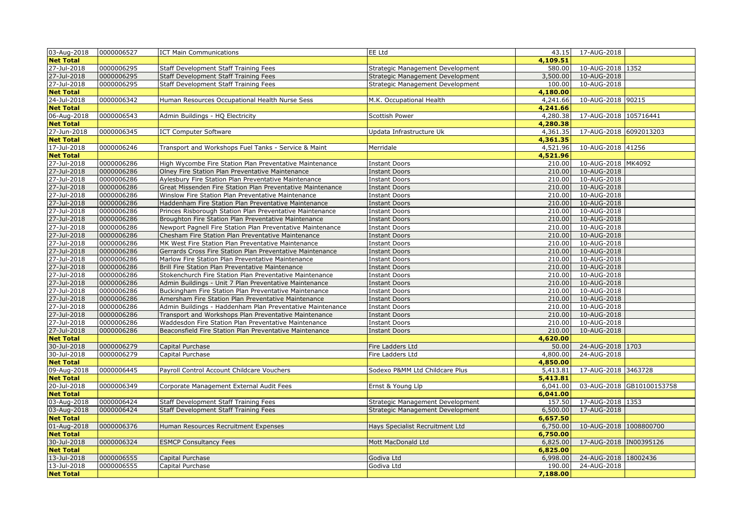| 03-Aug-2018 | 0000006527 | ICT Main Communications | EE Ltd | 43.15 | 17-AUG-2018 | |
|---|---|---|---|---|---|---|
| **Net Total** | | | | **4,109.51** | | |
| 27-Jul-2018 | 0000006295 | Staff Development Staff Training Fees | Strategic Management Development | 580.00 | 10-AUG-2018 | 1352 |
| 27-Jul-2018 | 0000006295 | Staff Development Staff Training Fees | Strategic Management Development | 3,500.00 | 10-AUG-2018 | |
| 27-Jul-2018 | 0000006295 | Staff Development Staff Training Fees | Strategic Management Development | 100.00 | 10-AUG-2018 | |
| **Net Total** | | | | **4,180.00** | | |
| 24-Jul-2018 | 0000006342 | Human Resources Occupational Health Nurse Sess | M.K. Occupational Health | 4,241.66 | 10-AUG-2018 | 90215 |
| **Net Total** | | | | **4,241.66** | | |
| 06-Aug-2018 | 0000006543 | Admin Buildings - HQ Electricity | Scottish Power | 4,280.38 | 17-AUG-2018 | 105716441 |
| **Net Total** | | | | **4,280.38** | | |
| 27-Jun-2018 | 0000006345 | ICT Computer Software | Updata Infrastructure Uk | 4,361.35 | 17-AUG-2018 | 6092013203 |
| **Net Total** | | | | **4,361.35** | | |
| 17-Jul-2018 | 0000006246 | Transport and Workshops Fuel Tanks - Service & Maint | Merridale | 4,521.96 | 10-AUG-2018 | 41256 |
| **Net Total** | | | | **4,521.96** | | |
| 27-Jul-2018 | 0000006286 | High Wycombe Fire Station Plan Preventative Maintenance | Instant Doors | 210.00 | 10-AUG-2018 | MK4092 |
| 27-Jul-2018 | 0000006286 | Olney Fire Station Plan Preventative Maintenance | Instant Doors | 210.00 | 10-AUG-2018 | |
| 27-Jul-2018 | 0000006286 | Aylesbury Fire Station Plan Preventative Maintenance | Instant Doors | 210.00 | 10-AUG-2018 | |
| 27-Jul-2018 | 0000006286 | Great Missenden Fire Station Plan Preventative Maintenance | Instant Doors | 210.00 | 10-AUG-2018 | |
| 27-Jul-2018 | 0000006286 | Winslow Fire Station Plan Preventative Maintenance | Instant Doors | 210.00 | 10-AUG-2018 | |
| 27-Jul-2018 | 0000006286 | Haddenham Fire Station Plan Preventative Maintenance | Instant Doors | 210.00 | 10-AUG-2018 | |
| 27-Jul-2018 | 0000006286 | Princes Risborough Station Plan Preventative Maintenance | Instant Doors | 210.00 | 10-AUG-2018 | |
| 27-Jul-2018 | 0000006286 | Broughton Fire Station Plan Preventative Maintenance | Instant Doors | 210.00 | 10-AUG-2018 | |
| 27-Jul-2018 | 0000006286 | Newport Pagnell Fire Station Plan Preventative Maintenance | Instant Doors | 210.00 | 10-AUG-2018 | |
| 27-Jul-2018 | 0000006286 | Chesham Fire Station Plan Preventative Maintenance | Instant Doors | 210.00 | 10-AUG-2018 | |
| 27-Jul-2018 | 0000006286 | MK West Fire Station Plan Preventative Maintenance | Instant Doors | 210.00 | 10-AUG-2018 | |
| 27-Jul-2018 | 0000006286 | Gerrards Cross Fire Station Plan Preventative Maintenance | Instant Doors | 210.00 | 10-AUG-2018 | |
| 27-Jul-2018 | 0000006286 | Marlow Fire Station Plan Preventative Maintenance | Instant Doors | 210.00 | 10-AUG-2018 | |
| 27-Jul-2018 | 0000006286 | Brill Fire Station Plan Preventative Maintenance | Instant Doors | 210.00 | 10-AUG-2018 | |
| 27-Jul-2018 | 0000006286 | Stokenchurch Fire Station Plan Preventative Maintenance | Instant Doors | 210.00 | 10-AUG-2018 | |
| 27-Jul-2018 | 0000006286 | Admin Buildings - Unit 7 Plan Preventative Maintenance | Instant Doors | 210.00 | 10-AUG-2018 | |
| 27-Jul-2018 | 0000006286 | Buckingham Fire Station Plan Preventative Maintenance | Instant Doors | 210.00 | 10-AUG-2018 | |
| 27-Jul-2018 | 0000006286 | Amersham Fire Station Plan Preventative Maintenance | Instant Doors | 210.00 | 10-AUG-2018 | |
| 27-Jul-2018 | 0000006286 | Admin Buildings - Haddenham Plan Preventative Maintenance | Instant Doors | 210.00 | 10-AUG-2018 | |
| 27-Jul-2018 | 0000006286 | Transport and Workshops Plan Preventative Maintenance | Instant Doors | 210.00 | 10-AUG-2018 | |
| 27-Jul-2018 | 0000006286 | Waddesdon Fire Station Plan Preventative Maintenance | Instant Doors | 210.00 | 10-AUG-2018 | |
| 27-Jul-2018 | 0000006286 | Beaconsfield Fire Station Plan Preventative Maintenance | Instant Doors | 210.00 | 10-AUG-2018 | |
| **Net Total** | | | | **4,620.00** | | |
| 30-Jul-2018 | 0000006279 | Capital Purchase | Fire Ladders Ltd | 50.00 | 24-AUG-2018 | 1703 |
| 30-Jul-2018 | 0000006279 | Capital Purchase | Fire Ladders Ltd | 4,800.00 | 24-AUG-2018 | |
| **Net Total** | | | | **4,850.00** | | |
| 09-Aug-2018 | 0000006445 | Payroll Control Account Childcare Vouchers | Sodexo P&MM Ltd Childcare Plus | 5,413.81 | 17-AUG-2018 | 3463728 |
| **Net Total** | | | | **5,413.81** | | |
| 20-Jul-2018 | 0000006349 | Corporate Management External Audit Fees | Ernst & Young Llp | 6,041.00 | 03-AUG-2018 | GB10100153758 |
| **Net Total** | | | | **6,041.00** | | |
| 03-Aug-2018 | 0000006424 | Staff Development Staff Training Fees | Strategic Management Development | 157.50 | 17-AUG-2018 | 1353 |
| 03-Aug-2018 | 0000006424 | Staff Development Staff Training Fees | Strategic Management Development | 6,500.00 | 17-AUG-2018 | |
| **Net Total** | | | | **6,657.50** | | |
| 01-Aug-2018 | 0000006376 | Human Resources Recruitment Expenses | Hays Specialist Recruitment Ltd | 6,750.00 | 10-AUG-2018 | 1008800700 |
| **Net Total** | | | | **6,750.00** | | |
| 30-Jul-2018 | 0000006324 | ESMCP Consultancy Fees | Mott MacDonald Ltd | 6,825.00 | 17-AUG-2018 | IN00395126 |
| **Net Total** | | | | **6,825.00** | | |
| 13-Jul-2018 | 0000006555 | Capital Purchase | Godiva Ltd | 6,998.00 | 24-AUG-2018 | 18002436 |
| 13-Jul-2018 | 0000006555 | Capital Purchase | Godiva Ltd | 190.00 | 24-AUG-2018 | |
| **Net Total** | | | | **7,188.00** | | |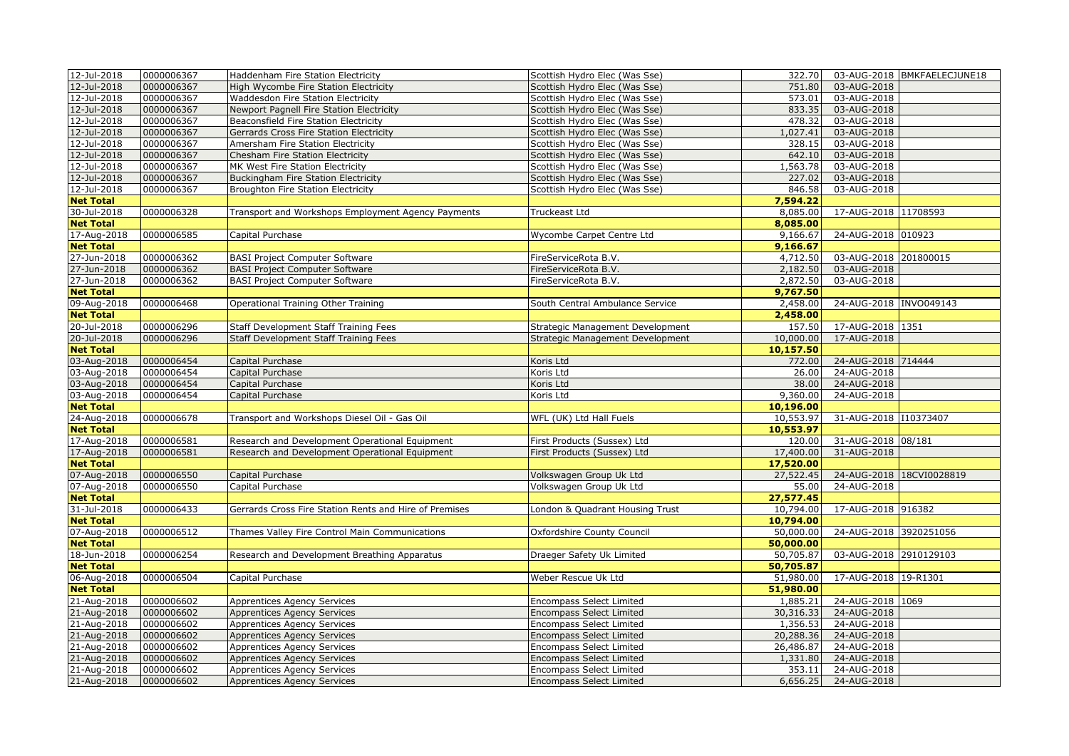| | | | | | | |
|---|---|---|---|---|---|---|
| 12-Jul-2018 | 0000006367 | Haddenham Fire Station Electricity | Scottish Hydro Elec (Was Sse) | 322.70 | 03-AUG-2018 | BMKFAELECJUNE18 |
| 12-Jul-2018 | 0000006367 | High Wycombe Fire Station Electricity | Scottish Hydro Elec (Was Sse) | 751.80 | 03-AUG-2018 | |
| 12-Jul-2018 | 0000006367 | Waddesdon Fire Station Electricity | Scottish Hydro Elec (Was Sse) | 573.01 | 03-AUG-2018 | |
| 12-Jul-2018 | 0000006367 | Newport Pagnell Fire Station Electricity | Scottish Hydro Elec (Was Sse) | 833.35 | 03-AUG-2018 | |
| 12-Jul-2018 | 0000006367 | Beaconsfield Fire Station Electricity | Scottish Hydro Elec (Was Sse) | 478.32 | 03-AUG-2018 | |
| 12-Jul-2018 | 0000006367 | Gerrards Cross Fire Station Electricity | Scottish Hydro Elec (Was Sse) | 1,027.41 | 03-AUG-2018 | |
| 12-Jul-2018 | 0000006367 | Amersham Fire Station Electricity | Scottish Hydro Elec (Was Sse) | 328.15 | 03-AUG-2018 | |
| 12-Jul-2018 | 0000006367 | Chesham Fire Station Electricity | Scottish Hydro Elec (Was Sse) | 642.10 | 03-AUG-2018 | |
| 12-Jul-2018 | 0000006367 | MK West Fire Station Electricity | Scottish Hydro Elec (Was Sse) | 1,563.78 | 03-AUG-2018 | |
| 12-Jul-2018 | 0000006367 | Buckingham Fire Station Electricity | Scottish Hydro Elec (Was Sse) | 227.02 | 03-AUG-2018 | |
| 12-Jul-2018 | 0000006367 | Broughton Fire Station Electricity | Scottish Hydro Elec (Was Sse) | 846.58 | 03-AUG-2018 | |
| **Net Total** | | | | **7,594.22** | | |
| 30-Jul-2018 | 0000006328 | Transport and Workshops Employment Agency Payments | Truckeast Ltd | 8,085.00 | 17-AUG-2018 | 11708593 |
| **Net Total** | | | | **8,085.00** | | |
| 17-Aug-2018 | 0000006585 | Capital Purchase | Wycombe Carpet Centre Ltd | 9,166.67 | 24-AUG-2018 | 010923 |
| **Net Total** | | | | **9,166.67** | | |
| 27-Jun-2018 | 0000006362 | BASI Project Computer Software | FireServiceRota B.V. | 4,712.50 | 03-AUG-2018 | 201800015 |
| 27-Jun-2018 | 0000006362 | BASI Project Computer Software | FireServiceRota B.V. | 2,182.50 | 03-AUG-2018 | |
| 27-Jun-2018 | 0000006362 | BASI Project Computer Software | FireServiceRota B.V. | 2,872.50 | 03-AUG-2018 | |
| **Net Total** | | | | **9,767.50** | | |
| 09-Aug-2018 | 0000006468 | Operational Training Other Training | South Central Ambulance Service | 2,458.00 | 24-AUG-2018 | INVO049143 |
| **Net Total** | | | | **2,458.00** | | |
| 20-Jul-2018 | 0000006296 | Staff Development Staff Training Fees | Strategic Management Development | 157.50 | 17-AUG-2018 | 1351 |
| 20-Jul-2018 | 0000006296 | Staff Development Staff Training Fees | Strategic Management Development | 10,000.00 | 17-AUG-2018 | |
| **Net Total** | | | | **10,157.50** | | |
| 03-Aug-2018 | 0000006454 | Capital Purchase | Koris Ltd | 772.00 | 24-AUG-2018 | 714444 |
| 03-Aug-2018 | 0000006454 | Capital Purchase | Koris Ltd | 26.00 | 24-AUG-2018 | |
| 03-Aug-2018 | 0000006454 | Capital Purchase | Koris Ltd | 38.00 | 24-AUG-2018 | |
| 03-Aug-2018 | 0000006454 | Capital Purchase | Koris Ltd | 9,360.00 | 24-AUG-2018 | |
| **Net Total** | | | | **10,196.00** | | |
| 24-Aug-2018 | 0000006678 | Transport and Workshops Diesel Oil - Gas Oil | WFL (UK) Ltd Hall Fuels | 10,553.97 | 31-AUG-2018 | I10373407 |
| **Net Total** | | | | **10,553.97** | | |
| 17-Aug-2018 | 0000006581 | Research and Development Operational Equipment | First Products (Sussex) Ltd | 120.00 | 31-AUG-2018 | 08/181 |
| 17-Aug-2018 | 0000006581 | Research and Development Operational Equipment | First Products (Sussex) Ltd | 17,400.00 | 31-AUG-2018 | |
| **Net Total** | | | | **17,520.00** | | |
| 07-Aug-2018 | 0000006550 | Capital Purchase | Volkswagen Group Uk Ltd | 27,522.45 | 24-AUG-2018 | 18CVI0028819 |
| 07-Aug-2018 | 0000006550 | Capital Purchase | Volkswagen Group Uk Ltd | 55.00 | 24-AUG-2018 | |
| **Net Total** | | | | **27,577.45** | | |
| 31-Jul-2018 | 0000006433 | Gerrards Cross Fire Station Rents and Hire of Premises | London & Quadrant Housing Trust | 10,794.00 | 17-AUG-2018 | 916382 |
| **Net Total** | | | | **10,794.00** | | |
| 07-Aug-2018 | 0000006512 | Thames Valley Fire Control Main Communications | Oxfordshire County Council | 50,000.00 | 24-AUG-2018 | 3920251056 |
| **Net Total** | | | | **50,000.00** | | |
| 18-Jun-2018 | 0000006254 | Research and Development Breathing Apparatus | Draeger Safety Uk Limited | 50,705.87 | 03-AUG-2018 | 2910129103 |
| **Net Total** | | | | **50,705.87** | | |
| 06-Aug-2018 | 0000006504 | Capital Purchase | Weber Rescue Uk Ltd | 51,980.00 | 17-AUG-2018 | 19-R1301 |
| **Net Total** | | | | **51,980.00** | | |
| 21-Aug-2018 | 0000006602 | Apprentices Agency Services | Encompass Select Limited | 1,885.21 | 24-AUG-2018 | 1069 |
| 21-Aug-2018 | 0000006602 | Apprentices Agency Services | Encompass Select Limited | 30,316.33 | 24-AUG-2018 | |
| 21-Aug-2018 | 0000006602 | Apprentices Agency Services | Encompass Select Limited | 1,356.53 | 24-AUG-2018 | |
| 21-Aug-2018 | 0000006602 | Apprentices Agency Services | Encompass Select Limited | 20,288.36 | 24-AUG-2018 | |
| 21-Aug-2018 | 0000006602 | Apprentices Agency Services | Encompass Select Limited | 26,486.87 | 24-AUG-2018 | |
| 21-Aug-2018 | 0000006602 | Apprentices Agency Services | Encompass Select Limited | 1,331.80 | 24-AUG-2018 | |
| 21-Aug-2018 | 0000006602 | Apprentices Agency Services | Encompass Select Limited | 353.11 | 24-AUG-2018 | |
| 21-Aug-2018 | 0000006602 | Apprentices Agency Services | Encompass Select Limited | 6,656.25 | 24-AUG-2018 | |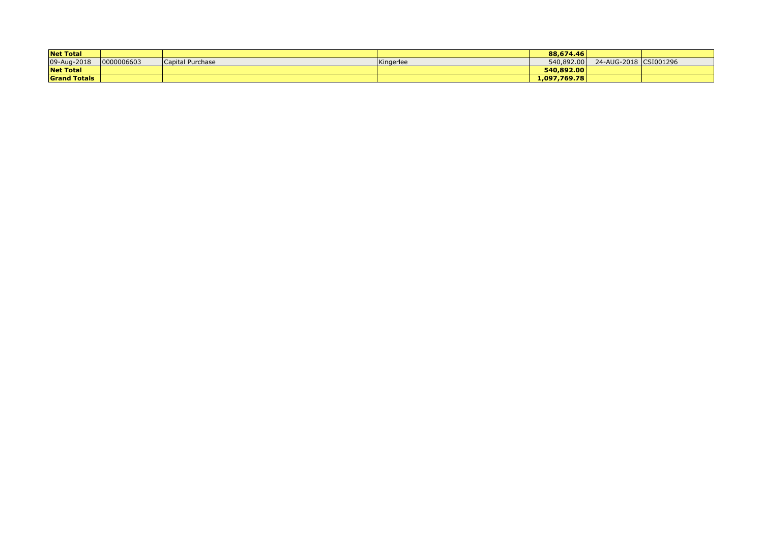| | | | | | | |
|---|---|---|---|---|---|---|
| **Net Total** | | | | **88,674.46** | | |
| 09-Aug-2018 | 0000006603 | Capital Purchase | Kingerlee | 540,892.00 | 24-AUG-2018 | CSI001296 |
| **Net Total** | | | | **540,892.00** | | |
| **Grand Totals** | | | | **1,097,769.78** | | |